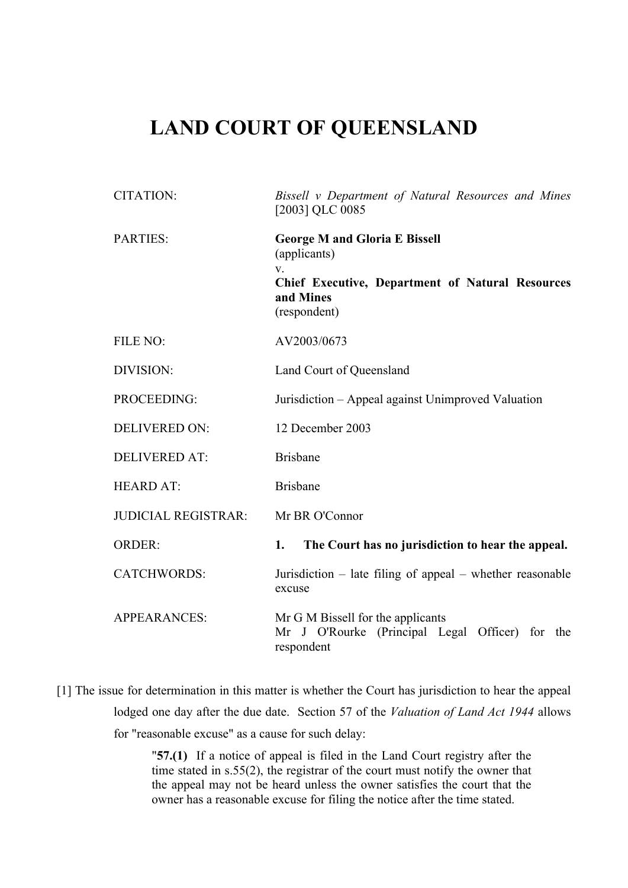# LAND COURT OF QUEENSLAND

| | |
|---|---|
| CITATION: | *Bissell v Department of Natural Resources and Mines* [2003] QLC 0085 |
| PARTIES: | **George M and Gloria E Bissell** (applicants) v. **Chief Executive, Department of Natural Resources and Mines** (respondent) |
| FILE NO: | AV2003/0673 |
| DIVISION: | Land Court of Queensland |
| PROCEEDING: | Jurisdiction – Appeal against Unimproved Valuation |
| DELIVERED ON: | 12 December 2003 |
| DELIVERED AT: | Brisbane |
| HEARD AT: | Brisbane |
| JUDICIAL REGISTRAR: | Mr BR O'Connor |
| ORDER: | **1. The Court has no jurisdiction to hear the appeal.** |
| CATCHWORDS: | Jurisdiction – late filing of appeal – whether reasonable excuse |
| APPEARANCES: | Mr G M Bissell for the applicants<br>Mr J O'Rourke (Principal Legal Officer) for the respondent |

[1] The issue for determination in this matter is whether the Court has jurisdiction to hear the appeal lodged one day after the due date. Section 57 of the *Valuation of Land Act 1944* allows for "reasonable excuse" as a cause for such delay:

> "**57.(1)** If a notice of appeal is filed in the Land Court registry after the time stated in s.55(2), the registrar of the court must notify the owner that the appeal may not be heard unless the owner satisfies the court that the owner has a reasonable excuse for filing the notice after the time stated.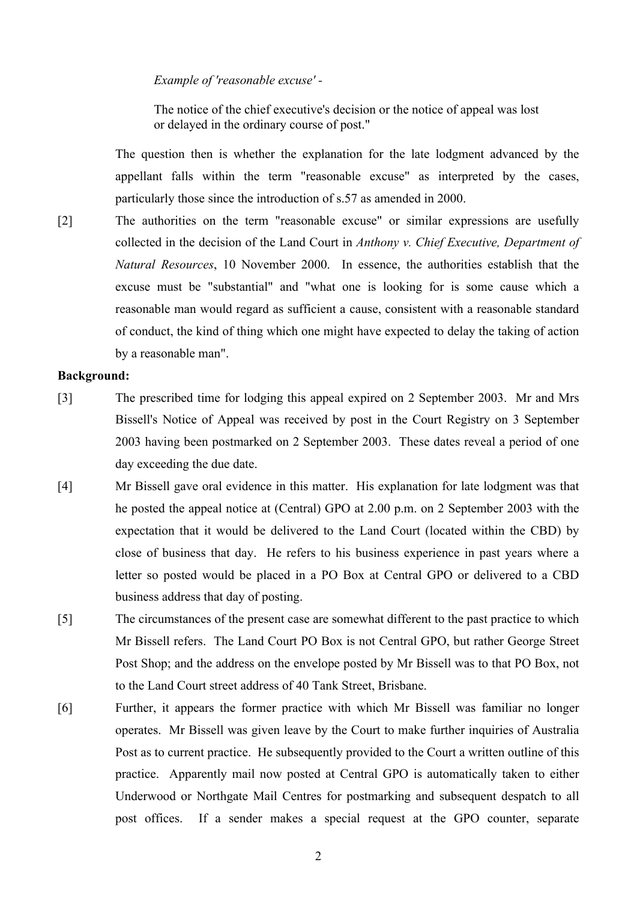*Example of 'reasonable excuse'* -

The notice of the chief executive's decision or the notice of appeal was lost or delayed in the ordinary course of post."

The question then is whether the explanation for the late lodgment advanced by the appellant falls within the term "reasonable excuse" as interpreted by the cases, particularly those since the introduction of s.57 as amended in 2000.

[2] The authorities on the term "reasonable excuse" or similar expressions are usefully collected in the decision of the Land Court in *Anthony v. Chief Executive, Department of Natural Resources*, 10 November 2000. In essence, the authorities establish that the excuse must be "substantial" and "what one is looking for is some cause which a reasonable man would regard as sufficient a cause, consistent with a reasonable standard of conduct, the kind of thing which one might have expected to delay the taking of action by a reasonable man".

**Background:**

[3] The prescribed time for lodging this appeal expired on 2 September 2003. Mr and Mrs Bissell's Notice of Appeal was received by post in the Court Registry on 3 September 2003 having been postmarked on 2 September 2003. These dates reveal a period of one day exceeding the due date.

[4] Mr Bissell gave oral evidence in this matter. His explanation for late lodgment was that he posted the appeal notice at (Central) GPO at 2.00 p.m. on 2 September 2003 with the expectation that it would be delivered to the Land Court (located within the CBD) by close of business that day. He refers to his business experience in past years where a letter so posted would be placed in a PO Box at Central GPO or delivered to a CBD business address that day of posting.

[5] The circumstances of the present case are somewhat different to the past practice to which Mr Bissell refers. The Land Court PO Box is not Central GPO, but rather George Street Post Shop; and the address on the envelope posted by Mr Bissell was to that PO Box, not to the Land Court street address of 40 Tank Street, Brisbane.

[6] Further, it appears the former practice with which Mr Bissell was familiar no longer operates. Mr Bissell was given leave by the Court to make further inquiries of Australia Post as to current practice. He subsequently provided to the Court a written outline of this practice. Apparently mail now posted at Central GPO is automatically taken to either Underwood or Northgate Mail Centres for postmarking and subsequent despatch to all post offices. If a sender makes a special request at the GPO counter, separate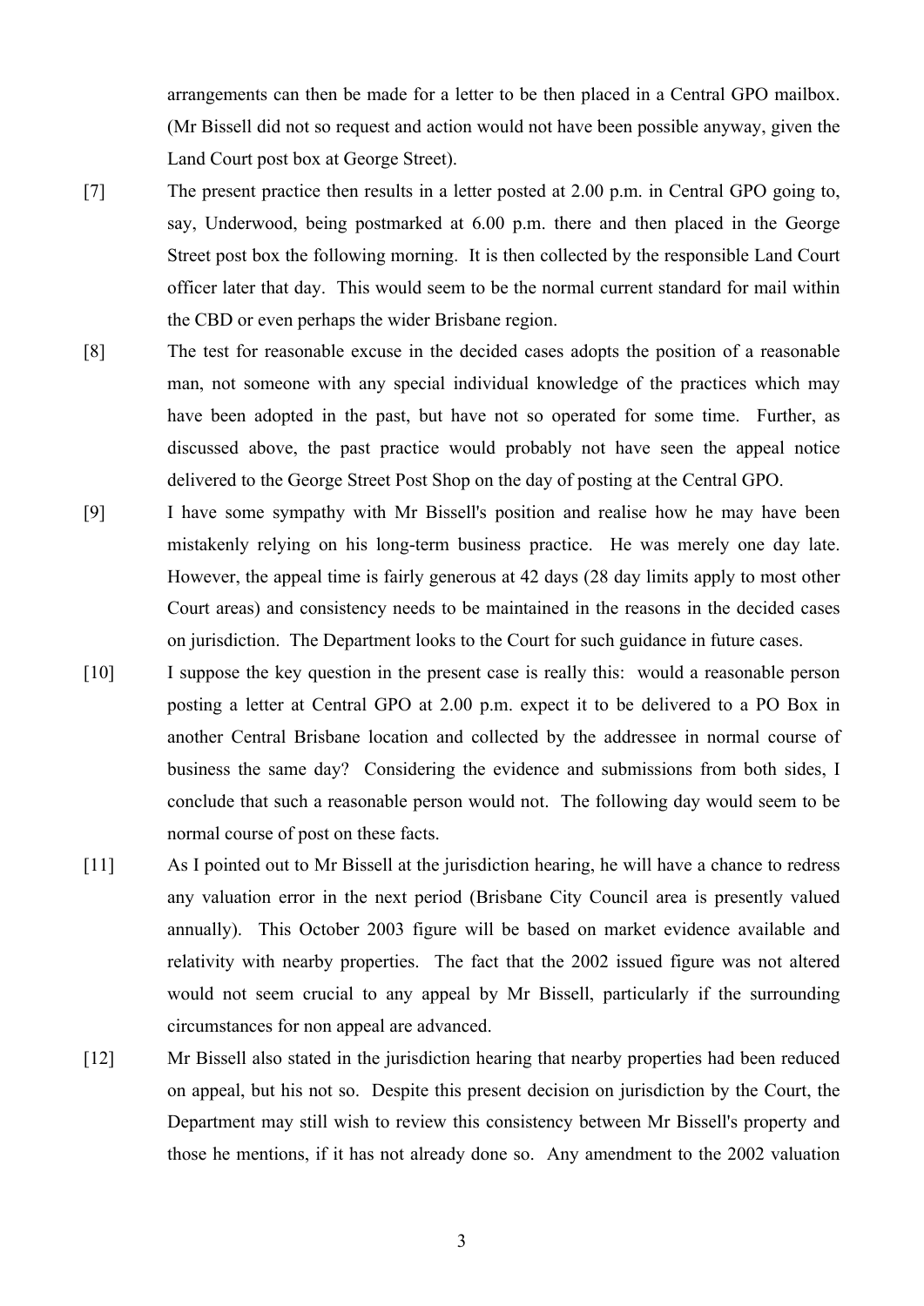arrangements can then be made for a letter to be then placed in a Central GPO mailbox. (Mr Bissell did not so request and action would not have been possible anyway, given the Land Court post box at George Street).

[7] The present practice then results in a letter posted at 2.00 p.m. in Central GPO going to, say, Underwood, being postmarked at 6.00 p.m. there and then placed in the George Street post box the following morning. It is then collected by the responsible Land Court officer later that day. This would seem to be the normal current standard for mail within the CBD or even perhaps the wider Brisbane region.

[8] The test for reasonable excuse in the decided cases adopts the position of a reasonable man, not someone with any special individual knowledge of the practices which may have been adopted in the past, but have not so operated for some time. Further, as discussed above, the past practice would probably not have seen the appeal notice delivered to the George Street Post Shop on the day of posting at the Central GPO.

[9] I have some sympathy with Mr Bissell's position and realise how he may have been mistakenly relying on his long-term business practice. He was merely one day late. However, the appeal time is fairly generous at 42 days (28 day limits apply to most other Court areas) and consistency needs to be maintained in the reasons in the decided cases on jurisdiction. The Department looks to the Court for such guidance in future cases.

[10] I suppose the key question in the present case is really this: would a reasonable person posting a letter at Central GPO at 2.00 p.m. expect it to be delivered to a PO Box in another Central Brisbane location and collected by the addressee in normal course of business the same day? Considering the evidence and submissions from both sides, I conclude that such a reasonable person would not. The following day would seem to be normal course of post on these facts.

[11] As I pointed out to Mr Bissell at the jurisdiction hearing, he will have a chance to redress any valuation error in the next period (Brisbane City Council area is presently valued annually). This October 2003 figure will be based on market evidence available and relativity with nearby properties. The fact that the 2002 issued figure was not altered would not seem crucial to any appeal by Mr Bissell, particularly if the surrounding circumstances for non appeal are advanced.

[12] Mr Bissell also stated in the jurisdiction hearing that nearby properties had been reduced on appeal, but his not so. Despite this present decision on jurisdiction by the Court, the Department may still wish to review this consistency between Mr Bissell's property and those he mentions, if it has not already done so. Any amendment to the 2002 valuation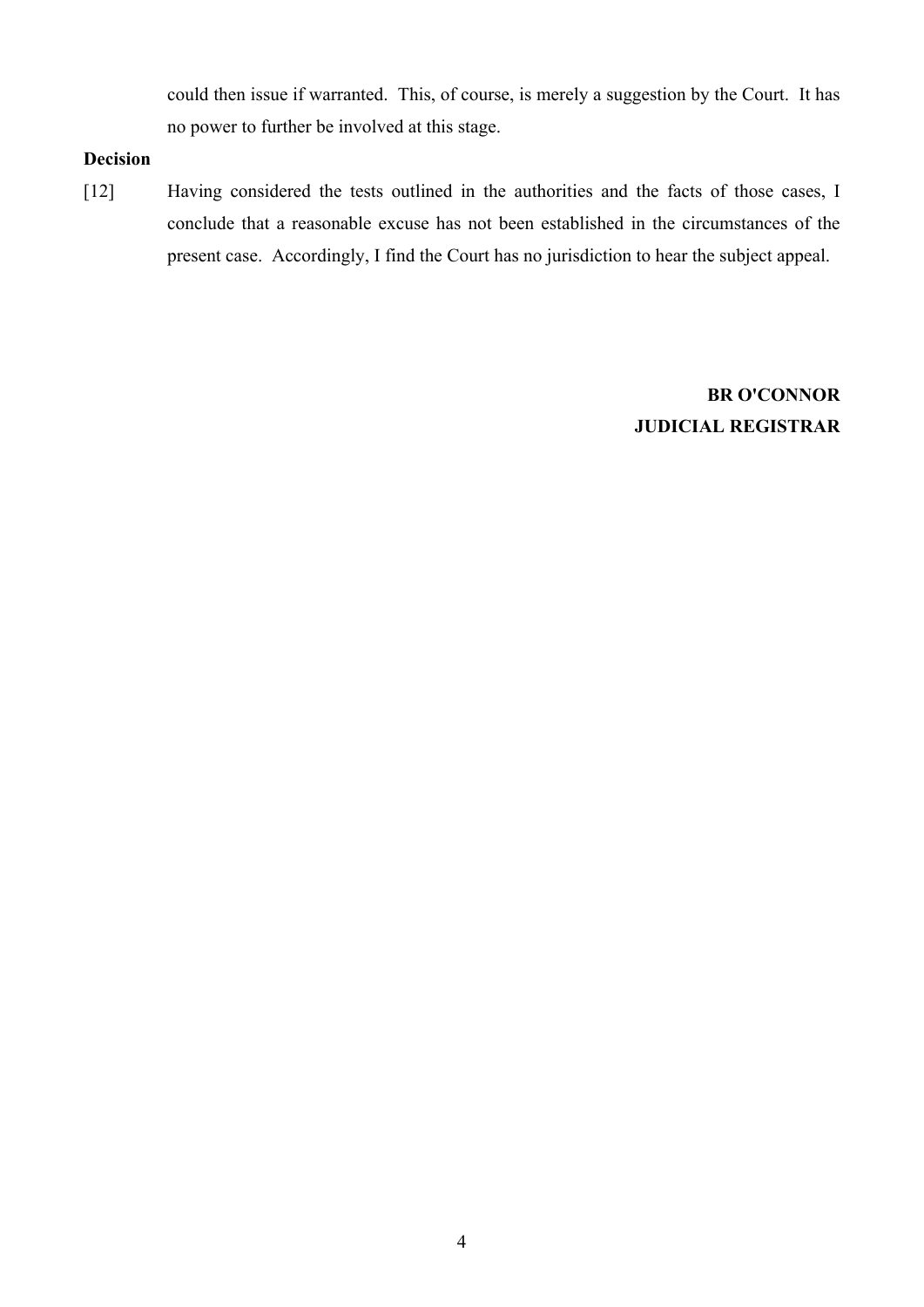could then issue if warranted. This, of course, is merely a suggestion by the Court. It has no power to further be involved at this stage.

**Decision**

[12] Having considered the tests outlined in the authorities and the facts of those cases, I conclude that a reasonable excuse has not been established in the circumstances of the present case. Accordingly, I find the Court has no jurisdiction to hear the subject appeal.

**BR O'CONNOR**
**JUDICIAL REGISTRAR**